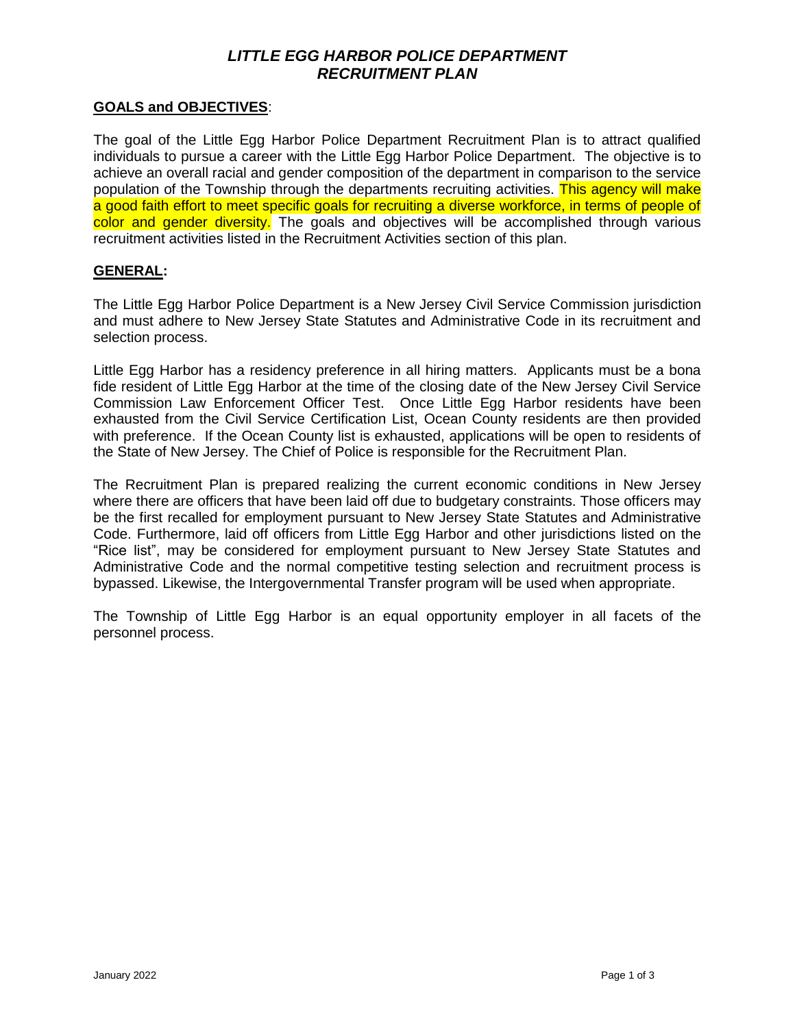# *LITTLE EGG HARBOR POLICE DEPARTMENT RECRUITMENT PLAN*

**GOALS and OBJECTIVES**:

The goal of the Little Egg Harbor Police Department Recruitment Plan is to attract qualified individuals to pursue a career with the Little Egg Harbor Police Department. The objective is to achieve an overall racial and gender composition of the department in comparison to the service population of the Township through the departments recruiting activities. This agency will make a good faith effort to meet specific goals for recruiting a diverse workforce, in terms of people of color and gender diversity. The goals and objectives will be accomplished through various recruitment activities listed in the Recruitment Activities section of this plan.

**GENERAL:**

The Little Egg Harbor Police Department is a New Jersey Civil Service Commission jurisdiction and must adhere to New Jersey State Statutes and Administrative Code in its recruitment and selection process.

Little Egg Harbor has a residency preference in all hiring matters. Applicants must be a bona fide resident of Little Egg Harbor at the time of the closing date of the New Jersey Civil Service Commission Law Enforcement Officer Test. Once Little Egg Harbor residents have been exhausted from the Civil Service Certification List, Ocean County residents are then provided with preference. If the Ocean County list is exhausted, applications will be open to residents of the State of New Jersey. The Chief of Police is responsible for the Recruitment Plan.

The Recruitment Plan is prepared realizing the current economic conditions in New Jersey where there are officers that have been laid off due to budgetary constraints. Those officers may be the first recalled for employment pursuant to New Jersey State Statutes and Administrative Code. Furthermore, laid off officers from Little Egg Harbor and other jurisdictions listed on the "Rice list", may be considered for employment pursuant to New Jersey State Statutes and Administrative Code and the normal competitive testing selection and recruitment process is bypassed. Likewise, the Intergovernmental Transfer program will be used when appropriate.

The Township of Little Egg Harbor is an equal opportunity employer in all facets of the personnel process.

January 2022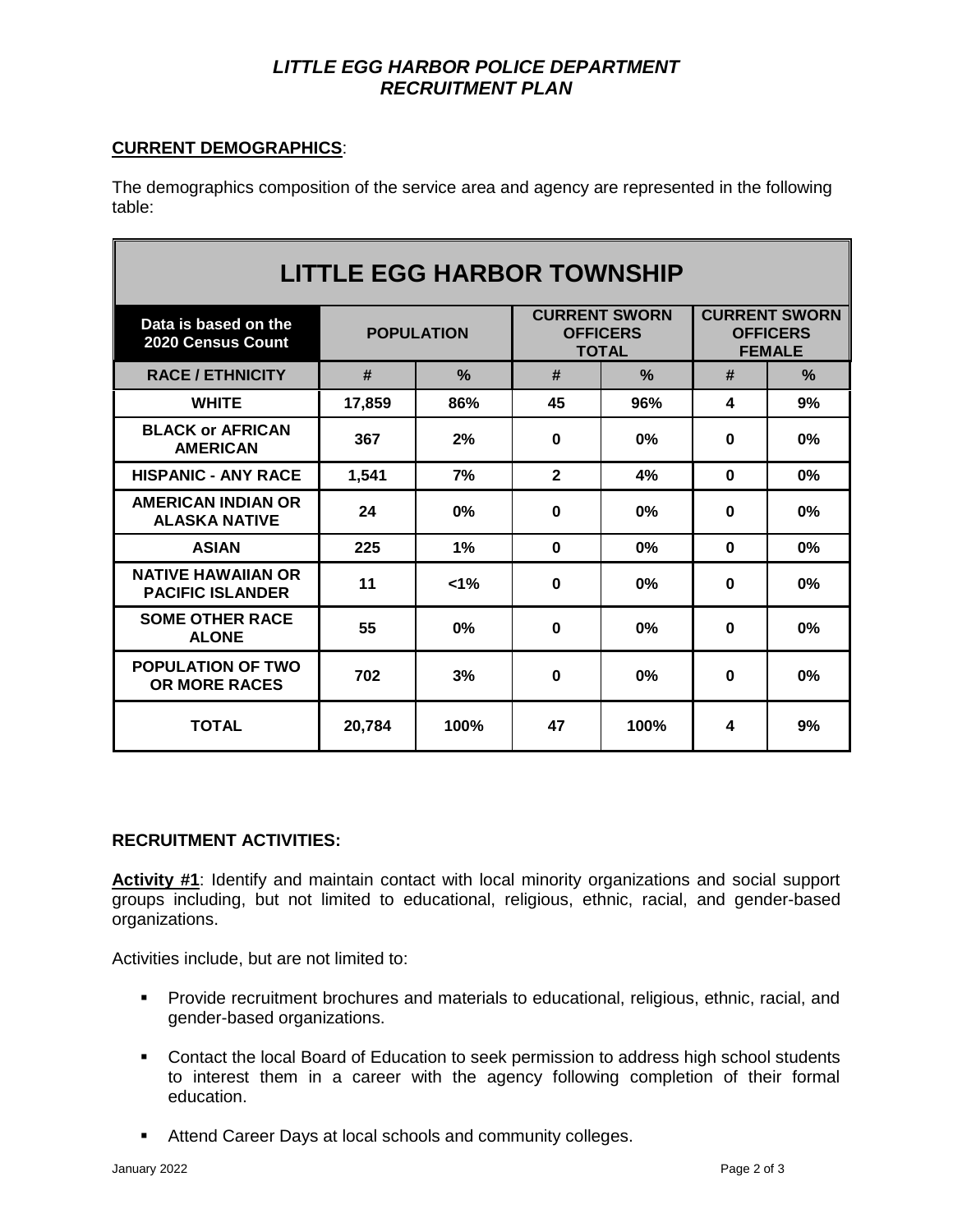## CURRENT DEMOGRAPHICS:

The demographics composition of the service area and agency are represented in the following table:

| LITTLE EGG HARBOR TOWNSHIP | | | | | | |
|---|---|---|---|---|---|---|
| **Data is based on the 2020 Census Count** | **POPULATION** | | **CURRENT SWORN OFFICERS TOTAL** | | **CURRENT SWORN OFFICERS FEMALE** | |
| **RACE / ETHNICITY** | **#** | **%** | **#** | **%** | **#** | **%** |
| **WHITE** | **17,859** | **86%** | **45** | **96%** | **4** | **9%** |
| **BLACK or AFRICAN AMERICAN** | **367** | **2%** | **0** | **0%** | **0** | **0%** |
| **HISPANIC - ANY RACE** | **1,541** | **7%** | **2** | **4%** | **0** | **0%** |
| **AMERICAN INDIAN OR ALASKA NATIVE** | **24** | **0%** | **0** | **0%** | **0** | **0%** |
| **ASIAN** | **225** | **1%** | **0** | **0%** | **0** | **0%** |
| **NATIVE HAWAIIAN OR PACIFIC ISLANDER** | **11** | **<1%** | **0** | **0%** | **0** | **0%** |
| **SOME OTHER RACE ALONE** | **55** | **0%** | **0** | **0%** | **0** | **0%** |
| **POPULATION OF TWO OR MORE RACES** | **702** | **3%** | **0** | **0%** | **0** | **0%** |
| **TOTAL** | **20,784** | **100%** | **47** | **100%** | **4** | **9%** |

## RECRUITMENT ACTIVITIES:

**Activity #1**: Identify and maintain contact with local minority organizations and social support groups including, but not limited to educational, religious, ethnic, racial, and gender-based organizations.

Activities include, but are not limited to:

- Provide recruitment brochures and materials to educational, religious, ethnic, racial, and gender-based organizations.
- Contact the local Board of Education to seek permission to address high school students to interest them in a career with the agency following completion of their formal education.
- Attend Career Days at local schools and community colleges.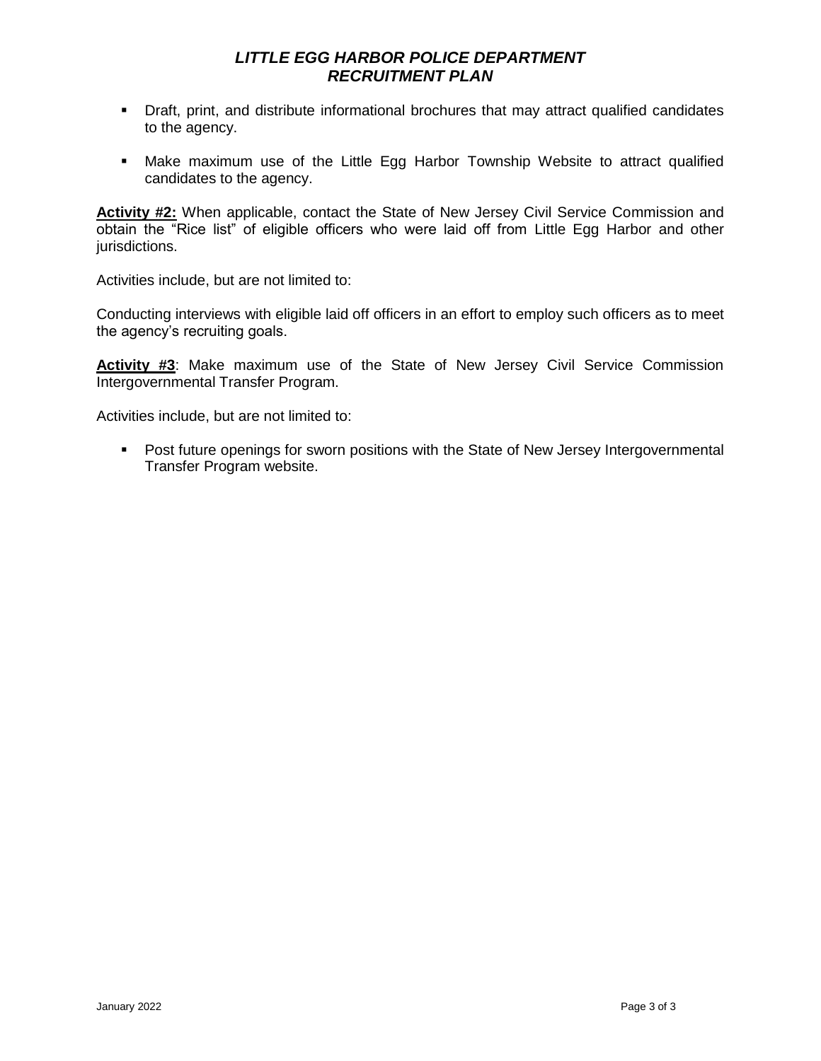- Draft, print, and distribute informational brochures that may attract qualified candidates to the agency.
- Make maximum use of the Little Egg Harbor Township Website to attract qualified candidates to the agency.

**Activity #2:** When applicable, contact the State of New Jersey Civil Service Commission and obtain the "Rice list" of eligible officers who were laid off from Little Egg Harbor and other jurisdictions.

Activities include, but are not limited to:

Conducting interviews with eligible laid off officers in an effort to employ such officers as to meet the agency's recruiting goals.

**Activity #3**: Make maximum use of the State of New Jersey Civil Service Commission Intergovernmental Transfer Program.

Activities include, but are not limited to:

- Post future openings for sworn positions with the State of New Jersey Intergovernmental Transfer Program website.